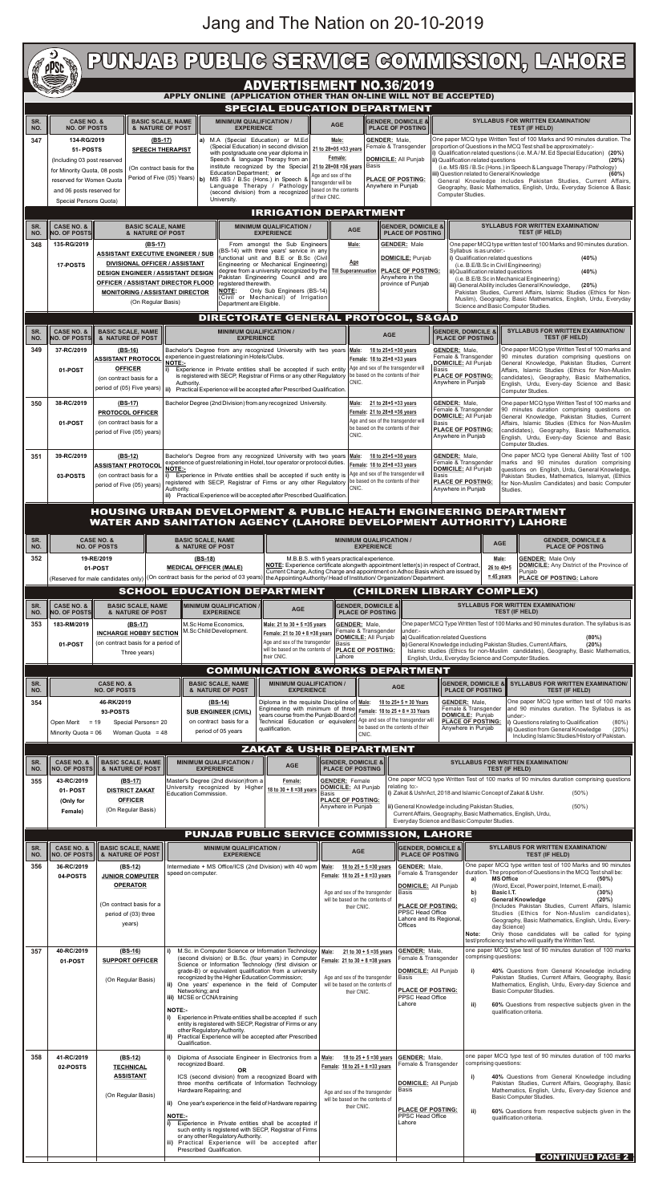# Jang and The Nation on 20-10-2019

# PUNJAB PUBLIC SERVICE COMMISSION, LAHORE

## ADVERTISEMENT NO.36/2019

**APPLY ONLINE (APPLICATION OTHER THAN ON-LINE WILL NOT BE ACCEPTED)**

## SPECIAL EDUCATION DEPARTMENT

| SR. NO. | CASE NO. & NO. OF POSTS | BASIC SCALE, NAME & NATURE OF POST | MINIMUM QUALIFICATION / EXPERIENCE | AGE | GENDER, DOMICILE & PLACE OF POSTING | SYLLABUS FOR WRITTEN EXAMINATION/ TEST (IF HELD) |
|---|---|---|---|---|---|---|
| 347 | 134-RG/2019<br>51- POSTS<br>(Including 03 post reserved for Minority Quota, 08 posts reserved for Women Quota and 06 posts reserved for Special Persons Quota) | (BS-17)<br>SPEECH THERAPIST<br>(On contract basis for the Period of Five (05) Years) | a) M.A (Special Education) or M.Ed (Special Education) in second division with postgraduate one year diploma in Speech & language Therapy from an institute recognized by the Special Education Department; or<br>b) MS /BS / B.Sc (Hons.) in Speech & Language Therapy / Pathology (second division) from a recognized University. | Male: 21 to 28+05 =33 years<br>Female: 21 to 28+08 =36 years<br>Age and sex of the transgender will be based on the contents of their CNIC. | GENDER: Male, Female & Transgender<br>DOMICILE: All Punjab Basis<br>PLACE OF POSTING: Anywhere in Punjab | One paper MCQ type Written Test of 100 Marks and 90 minutes duration. The proportion of Questions in the MCQ Test shall be approximately:-<br>i) Qualification related questions (i.e. M.A / M.Ed Special Education) (20%)<br>ii) Qualification related questions (20%)<br>(i.e. MS /BS / B.Sc (Hons.) in Speech & Language Therapy / Pathology)<br>iii) Question related to General Knowledge (60%)<br>General Knowledge includes Pakistan Studies, Current Affairs, Geography, Basic Mathematics, English, Urdu, Everyday Science & Basic Computer Studies. |

## IRRIGATION DEPARTMENT

| SR. NO. | CASE NO. & NO. OF POSTS | BASIC SCALE, NAME & NATURE OF POST | MINIMUM QUALIFICATION / EXPERIENCE | AGE | GENDER, DOMICILE & PLACE OF POSTING | SYLLABUS FOR WRITTEN EXAMINATION/ TEST (IF HELD) |
|---|---|---|---|---|---|---|
| 348 | 135-RG/2019<br>17-POSTS | (BS-17)<br>ASSISTANT EXECUTIVE ENGINEER / SUB DIVISIONAL OFFICER / ASSISTANT DESIGN ENGINEER / ASSISTANT DESIGN OFFICER / ASSISTANT DIRECTOR FLOOD MONITORING / ASSISTANT DIRECTOR<br>(On Regular Basis) | From amongst the Sub Engineers (BS-14) with three years' service in any functional unit and B.E or B.Sc (Civil Engineering or Mechanical Engineering) degree from a university recognized by the Pakistan Engineering Council and are registered therewith.<br>NOTE: Only Sub Engineers (BS-14) (Civil or Mechanical) of Irrigation Department are Eligible. | Male:<br>Age<br>Till Superannuation | GENDER: Male<br>DOMICILE: Punjab<br>PLACE OF POSTING: Anywhere in the province of Punjab | One paper MCQ type written test of 100 Marks and 90 minutes duration. Syllabus is as under:-<br>i) Qualification related questions (40%)<br>(i.e. B.E/B.Sc in Civil Engineering)<br>ii) Qualification related questions (40%)<br>(i.e. B.E/B.Sc in Mechanical Engineering)<br>iii) General Ability includes General Knowledge, (20%)<br>Pakistan Studies, Current Affairs, Islamic Studies (Ethics for Non-Muslim), Geography, Basic Mathematics, English, Urdu, Everyday Science and Basic Computer Studies. |

## DIRECTORATE GENERAL PROTOCOL, S&GAD

| SR. NO. | CASE NO. & NO. OF POSTS | BASIC SCALE, NAME & NATURE OF POST | MINIMUM QUALIFICATION / EXPERIENCE | AGE | GENDER, DOMICILE & PLACE OF POSTING | SYLLABUS FOR WRITTEN EXAMINATION/ TEST (IF HELD) |
|---|---|---|---|---|---|---|
| 349 | 37-RC/2019<br>01-POST | (BS-16)<br>ASSISTANT PROTOCOL OFFICER<br>(on contract basis for a period of five (05) Years) | Bachelor's Degree from any recognized University with two years experience in guest relationing in Hotels/Clubs.<br>NOTE:-<br>i) Experience in Private entities shall be accepted if such entity is registered with SECP, Registrar of Firms or any other Regulatory Authority.<br>ii) Practical Experience will be accepted after Prescribed Qualification. | Male: 18 to 25+5 =30 years<br>Female: 18 to 25+8 =33 years<br>Age and sex of the transgender will be based on the contents of their CNIC. | GENDER: Male, Female & Transgender<br>DOMICILE: All Punjab Basis<br>PLACE OF POSTING: Anywhere in Punjab | One paper MCQ type Written Test of 100 marks and 90 minutes duration comprising questions on General Knowledge, Pakistan Studies, Current Affairs, Islamic Studies (Ethics for Non-Muslim candidates), Geography, Basic Mathematics, English, Urdu, Every-day Science and Basic Computer Studies. |
| 350 | 38-RC/2019<br>01-POST | (BS-17)<br>PROTOCOL OFFICER<br>(on contract basis for a period of Five (05) years) | Bachelor Degree (2nd Division) from any recognized University. | Male: 21 to 28+5 =33 years<br>Female: 21 to 28+8 =36 years<br>Age and sex of the transgender will be based on the contents of their CNIC. | GENDER: Male, Female & Transgender<br>DOMICILE: All Punjab Basis<br>PLACE OF POSTING: Anywhere in Punjab | One paper MCQ type Written Test of 100 marks and 90 minutes duration comprising questions on General Knowledge, Pakistan Studies, Current Affairs, Islamic Studies (Ethics for Non-Muslim candidates), Geography, Basic Mathematics, English, Urdu, Every-day Science and Basic Computer Studies. |
| 351 | 39-RC/2019<br>03-POSTS | (BS-12)<br>ASSISTANT PROTOCOL<br>(on contract basis for a period of Five (05) years) | Bachelor's Degree from any recognized University with two years experience of guest relationing in Hotel, tour operator or protocol duties.<br>NOTE:-<br>i) Experience in Private entities shall be accepted if such entity is registered with SECP, Registrar of Firms or any other Regulatory Authority.<br>ii) Practical Experience will be accepted after Prescribed Qualification. | Male: 18 to 25+5 =30 years<br>Female: 18 to 25+8 =33 years<br>Age and sex of the transgender will be based on the contents of their CNIC. | GENDER: Male, Female & Transgender<br>DOMICILE: All Punjab Basis<br>PLACE OF POSTING: Anywhere in Punjab | One paper MCQ type General Ability Test of 100 marks and 90 minutes duration comprising questions on English, Urdu, General Knowledge, Pakistan Studies, Mathematics, Islamyat, (Ethics for Non-Muslim Candidates) and Basic Computer Studies. |

## HOUSING URBAN DEVELOPMENT & PUBLIC HEALTH ENGINEERING DEPARTMENT WATER AND SANITATION AGENCY (LAHORE DEVELOPMENT AUTHORITY) LAHORE

| SR. NO. | CASE NO. & NO. OF POSTS | BASIC SCALE, NAME & NATURE OF POST | MINIMUM QUALIFICATION / EXPERIENCE | AGE | GENDER, DOMICILE & PLACE OF POSTING |
|---|---|---|---|---|---|
| 352 | 19-RE/2019<br>01-POST<br>(Reserved for male candidates only) | (BS-18)<br>MEDICAL OFFICER (MALE)<br>(On contract basis for the period of 03 years) | M.B.B.S. with 5 years practical experience.<br>NOTE: Experience certificate alongwith appointment letter(s) in respect of Contract, Current Charge, Acting Charge and appointment on Adhoc Basis which are issued by the Appointing Authority/ Head of Institution/ Organization/ Department. | Male: 26 to 40+5 = 45 years | GENDER: Male Only<br>DOMICILE: Any District of the Province of Punjab<br>PLACE OF POSTING: Lahore |

## SCHOOL EDUCATION DEPARTMENT (CHILDREN LIBRARY COMPLEX)

| SR. NO. | CASE NO. & NO. OF POSTS | BASIC SCALE, NAME & NATURE OF POST | MINIMUM QUALIFICATION / EXPERIENCE | AGE | GENDER, DOMICILE & PLACE OF POSTING | SYLLABUS FOR WRITTEN EXAMINATION/ TEST (IF HELD) |
|---|---|---|---|---|---|---|
| 353 | 183-RM/2019<br>01-POST | (BS-17)<br>INCHARGE HOBBY SECTION<br>(on contract basis for a period of Three years) | M.Sc Home Economics, M.Sc Child Development. | Male: 21 to 30 + 5 =35 years<br>Female: 21 to 30 + 8 =38 years<br>Age and sex of the transgender will be based on the contents of their CNIC. | GENDER: Male, Female & Transgender<br>DOMICILE: All Punjab Basis<br>PLACE OF POSTING: Lahore | One paper MCQ type Written Test of 100 Marks and 90 minutes duration. The syllabus is as under:-<br>a) Qualification related Questions (80%)<br>b) General Knowledge including Pakistan Studies, Current Affairs, (20%)<br>Islamic Studies (Ethics for non-Muslim candidates), Geography, Basic Mathematics, English, Urdu, Everyday Science and Computer Studies. |

## COMMUNICATION &WORKS DEPARTMENT

| SR. NO. | CASE NO. & NO. OF POSTS | BASIC SCALE, NAME & NATURE OF POST | MINIMUM QUALIFICATION / EXPERIENCE | AGE | GENDER, DOMICILE & PLACE OF POSTING | SYLLABUS FOR WRITTEN EXAMINATION/ TEST (IF HELD) |
|---|---|---|---|---|---|---|
| 354 | 46-RK/2019<br>93-POSTS<br>Open Merit = 19, Special Persons= 20<br>Minority Quota = 06, Woman Quota = 48 | (BS-14)<br>SUB ENGINEER (CIVIL)<br>on contract basis for a period of 05 years | Diploma in the requisite Discipline of Engineering with minimum of three years course from the Punjab Board of Technical Education or equivalent qualification. | Male: 18 to 25+ 5 = 30 Years<br>Female: 18 to 25 + 8 = 33 Years<br>Age and sex of the transgender will be based on the contents of their CNIC. | GENDER: Male, Female & Transgender<br>DOMICILE: Punjab<br>PLACE OF POSTING: Anywhere in Punjab | One paper MCQ type written test of 100 marks and 90 minutes duration. The Syllabus is as under:-<br>i) Questions relating to Qualification (80%)<br>ii) Question from General Knowledge (20%)<br>Including Islamic Studies/History of Pakistan. |

## ZAKAT & USHR DEPARTMENT

| SR. NO. | CASE NO. & NO. OF POSTS | BASIC SCALE, NAME & NATURE OF POST | MINIMUM QUALIFICATION / EXPERIENCE | AGE | GENDER, DOMICILE & PLACE OF POSTING | SYLLABUS FOR WRITTEN EXAMINATION/ TEST (IF HELD) |
|---|---|---|---|---|---|---|
| 355 | 43-RC/2019<br>01- POST<br>(Only for Female) | (BS-17)<br>DISTRICT ZAKAT OFFICER<br>(On Regular Basis) | Master's Degree (2nd division) from a University recognized by Higher Education Commission. | Female: 18 to 30 + 8 =38 years | GENDER: Female<br>DOMICILE: All Punjab Basis<br>PLACE OF POSTING: Anywhere in Punjab | One paper MCQ type Written Test of 100 marks of 90 minutes duration comprising questions relating to:-<br>i) Zakat & UshrAct, 2018 and Islamic Concept of Zakat & Ushr. (50%)<br>ii) General Knowledge including Pakistan Studies, (50%)<br>Current Affairs, Geography, Basic Mathematics, English, Urdu, Everyday Science and Basic Computer Studies. |

## PUNJAB PUBLIC SERVICE COMMISSION, LAHORE

| SR. NO. | CASE NO. & NO. OF POSTS | BASIC SCALE, NAME & NATURE OF POST | MINIMUM QUALIFICATION / EXPERIENCE | AGE | GENDER, DOMICILE & PLACE OF POSTING | SYLLABUS FOR WRITTEN EXAMINATION/ TEST (IF HELD) |
|---|---|---|---|---|---|---|
| 356 | 36-RC/2019<br>04-POSTS | (BS-12)<br>JUNIOR COMPUTER OPERATOR<br>(On contract basis for a period of (03) three years) | Intermediate + MS Office/ICS (2nd Division) with 40 wpm speed on computer. | Male: 18 to 25 + 5 =30 years<br>Female: 18 to 25 + 8 =33 years<br>Age and sex of the transgender will be based on the contents of their CNIC. | GENDER: Male, Female & Transgender<br>DOMICILE: All Punjab Basis<br>PLACE OF POSTING: PPSC Head Office Lahore and its Regional Offices | One paper MCQ type written test of 100 Marks and 90 minutes duration. The proportion of Questions in the MCQ Test shall be:<br>a) MS Office (50%)<br>(Word, Excel, Power point, Internet, E-mail).<br>b) Basic I.T. (30%)<br>c) General Knowledge (20%)<br>(Includes Pakistan Studies, Current Affairs, Islamic Studies (Ethics for Non-Muslim candidates), Geography, Basic Mathematics, English, Urdu, Every-day Science)<br>Note: Only those candidates will be called for typing test/proficiency test who will qualify the Written Test. |
| 357 | 40-RC/2019<br>01-POST | (BS-16)<br>SUPPORT OFFICER<br>(On Regular Basis) | i) M.Sc in Computer Science or Information Technology (second division) or B.Sc. (four years) in Computer Science or Information Technology (first division or grade-B) or equivalent qualification from a university recognized by the Higher Education Commission;<br>ii) One years' experience in the field of Computer Networking; and<br>iii) MCSE or CCNA training<br>NOTE:-<br>i) Experience in Private entities shall be accepted if such entity is registered with SECP, Registrar of Firms or any other Regulatory Authority.<br>ii) Practical Experience will be accepted after Prescribed Qualification. | Male: 21 to 30 + 5 =35 years<br>Female: 21 to 30 + 8 =38 years<br>Age and sex of the transgender will be based on the contents of their CNIC. | GENDER: Male, Female & Transgender<br>DOMICILE: All Punjab Basis<br>PLACE OF POSTING: PPSC Head Office Lahore | one paper MCQ type test of 90 minutes duration of 100 marks comprising questions:<br>i) 40% Questions from General Knowledge including Pakistan Studies, Current Affairs, Geography, Basic Mathematics, English, Urdu, Every-day Science and Basic Computer Studies.<br>ii) 60% Questions from respective subjects given in the qualification criteria. |
| 358 | 41-RC/2019<br>02-POSTS | (BS-12)<br>TECHNICAL ASSISTANT<br>(On Regular Basis) | i) Diploma of Associate Engineer in Electronics from a recognized Board.<br>OR<br>ICS (second division) from a recognized Board with three months certificate of Information Technology Hardware Repairing; and<br>ii) One year's experience in the field of Hardware repairing<br>NOTE:-<br>i) Experience in Private entities shall be accepted if such entity is registered with SECP, Registrar of Firms or any other Regulatory Authority.<br>ii) Practical Experience will be accepted after Prescribed Qualification. | Male: 18 to 25 + 5 =30 years<br>Female: 18 to 25 + 8 =33 years<br>Age and sex of the transgender will be based on the contents of their CNIC. | GENDER: Male, Female & Transgender<br>DOMICILE: All Punjab Basis<br>PLACE OF POSTING: PPSC Head Office Lahore | one paper MCQ type test of 90 minutes duration of 100 marks comprising questions:<br>i) 40% Questions from General Knowledge including Pakistan Studies, Current Affairs, Geography, Basic Mathematics, English, Urdu, Every-day Science and Basic Computer Studies.<br>ii) 60% Questions from respective subjects given in the qualification criteria. |

**CONTINUED PAGE 2**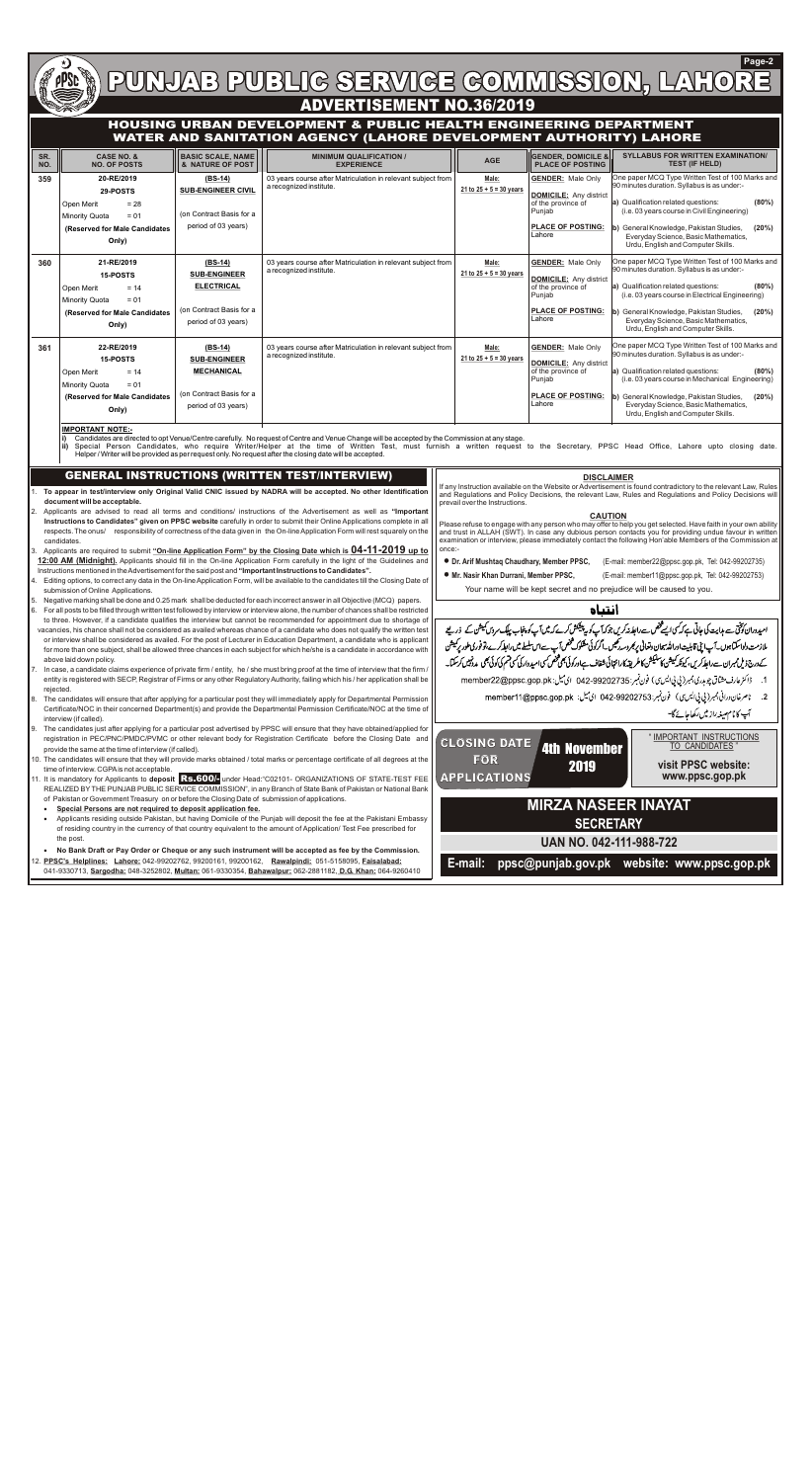# PUNJAB PUBLIC SERVICE COMMISSION, LAHORE

## ADVERTISEMENT NO.36/2019

### HOUSING URBAN DEVELOPMENT & PUBLIC HEALTH ENGINEERING DEPARTMENT WATER AND SANITATION AGENCY (LAHORE DEVELOPMENT AUTHORITY) LAHORE

| SR. NO. | CASE NO. & NO. OF POSTS | BASIC SCALE, NAME & NATURE OF POST | MINIMUM QUALIFICATION / EXPERIENCE | AGE | GENDER, DOMICILE & PLACE OF POSTING | SYLLABUS FOR WRITTEN EXAMINATION/ TEST (IF HELD) |
|---|---|---|---|---|---|---|
| 359 | 20-RE/2019<br>29-POSTS<br>Open Merit = 28<br>Minority Quota = 01<br>(Reserved for Male Candidates Only) | (BS-14)<br>SUB-ENGINEER CIVIL<br>(on Contract Basis for a period of 03 years) | 03 years course after Matriculation in relevant subject from a recognized institute. | Male:<br>21 to 25 + 5 = 30 years | GENDER: Male Only<br>DOMICILE: Any district of the province of Punjab<br>PLACE OF POSTING: Lahore | One paper MCQ Type Written Test of 100 Marks and 90 minutes duration. Syllabus is as under:-<br>a) Qualification related questions: (80%) (i.e. 03 years course in Civil Engineering)<br>b) General Knowledge, Pakistan Studies, Everyday Science, Basic Mathematics, Urdu, English and Computer Skills. (20%) |
| 360 | 21-RE/2019<br>15-POSTS<br>Open Merit = 14<br>Minority Quota = 01<br>(Reserved for Male Candidates Only) | (BS-14)<br>SUB-ENGINEER ELECTRICAL<br>(on Contract Basis for a period of 03 years) | 03 years course after Matriculation in relevant subject from a recognized institute. | Male:<br>21 to 25 + 5 = 30 years | GENDER: Male Only<br>DOMICILE: Any district of the province of Punjab<br>PLACE OF POSTING: Lahore | One paper MCQ Type Written Test of 100 Marks and 90 minutes duration. Syllabus is as under:-<br>a) Qualification related questions: (80%) (i.e. 03 years course in Electrical Engineering)<br>b) General Knowledge, Pakistan Studies, Everyday Science, Basic Mathematics, Urdu, English and Computer Skills. (20%) |
| 361 | 22-RE/2019<br>15-POSTS<br>Open Merit = 14<br>Minority Quota = 01<br>(Reserved for Male Candidates Only) | (BS-14)<br>SUB-ENGINEER MECHANICAL<br>(on Contract Basis for a period of 03 years) | 03 years course after Matriculation in relevant subject from a recognized institute. | Male:<br>21 to 25 + 5 = 30 years | GENDER: Male Only<br>DOMICILE: Any district of the province of Punjab<br>PLACE OF POSTING: Lahore | One paper MCQ Type Written Test of 100 Marks and 90 minutes duration. Syllabus is as under:-<br>a) Qualification related questions: (80%) (i.e. 03 years course in Mechanical Engineering)<br>b) General Knowledge, Pakistan Studies, Everyday Science, Basic Mathematics, Urdu, English and Computer Skills. (20%) |

**IMPORTANT NOTE:-**

i) Candidates are directed to opt Venue/Centre carefully. No request of Centre and Venue Change will be accepted by the Commission at any stage.
ii) Special Person Candidates, who require Writer/Helper at the time of Written Test, must furnish a written request to the Secretary, PPSC Head Office, Lahore upto closing date. Helper / Writer will be provided as per request only. No request after the closing date will be accepted.

## GENERAL INSTRUCTIONS (WRITTEN TEST/INTERVIEW)

1. **To appear in test/interview only Original Valid CNIC issued by NADRA will be accepted. No other Identification document will be acceptable.**
2. Applicants are advised to read all terms and conditions/ instructions of the Advertisement as well as **"Important Instructions to Candidates" given on PPSC website** carefully in order to submit their Online Applications complete in all respects. The onus/ responsibility of correctness of the data given in the On-line Application Form will rest squarely on the candidates.
3. Applicants are required to submit **"On-line Application Form" by the Closing Date which is 04-11-2019 up to 12:00 AM (Midnight).** Applicants should fill in the On-line Application Form carefully in the light of the Guidelines and Instructions mentioned in the Advertisement for the said post and **"Important Instructions to Candidates".**
4. Editing options, to correct any data in the On-line Application Form, will be available to the candidates till the Closing Date of submission of Online Applications.
5. Negative marking shall be done and 0.25 mark shall be deducted for each incorrect answer in all Objective (MCQ) papers.
6. For all posts to be filled through written test followed by interview or interview alone, the number of chances shall be restricted to three. However, if a candidate qualifies the interview but cannot be recommended for appointment due to shortage of vacancies, his chance shall not be considered as availed whereas chance of a candidate who does not qualify the written test or interview shall be considered as availed. For the post of Lecturer in Education Department, a candidate who is applicant for more than one subject, shall be allowed three chances in each subject for which he/she is a candidate in accordance with above laid down policy.
7. In case, a candidate claims experience of private firm / entity, he / she must bring proof at the time of interview that the firm / entity is registered with SECP, Registrar of Firms or any other Regulatory Authority, failing which his / her application shall be rejected.
8. The candidates will ensure that after applying for a particular post they will immediately apply for Departmental Permission Certificate/NOC in their concerned Department(s) and provide the Departmental Permission Certificate/NOC at the time of interview (if called).
9. The candidates just after applying for a particular post advertised by PPSC will ensure that they have obtained/applied for registration in PEC/PNC/PMDC/PVMC or other relevant body for Registration Certificate before the Closing Date and provide the same at the time of interview (if called).
10. The candidates will ensure that they will provide marks obtained / total marks or percentage certificate of all degrees at the time of interview. CGPA is not acceptable.
11. It is mandatory for Applicants to **deposit Rs.600/-** under Head:"C02101- ORGANIZATIONS OF STATE-TEST FEE REALIZED BY THE PUNJAB PUBLIC SERVICE COMMISSION", in any Branch of State Bank of Pakistan or National Bank of Pakistan or Government Treasury on or before the Closing Date of submission of applications.
    - **Special Persons are not required to deposit application fee.**
    - Applicants residing outside Pakistan, but having Domicile of the Punjab will deposit the fee at the Pakistani Embassy of residing country in the currency of that country equivalent to the amount of Application/ Test Fee prescribed for the post.
    - **No Bank Draft or Pay Order or Cheque or any such instrument will be accepted as fee by the Commission.**
12. **PPSC's Helplines:** **Lahore:** 042-99202762, 99200161, 99200162, **Rawalpindi:** 051-5158095, **Faisalabad:** 041-9330713, **Sargodha:** 048-3252802, **Multan:** 061-9330354, **Bahawalpur:** 062-2881182, **D.G. Khan:** 064-9260410

### DISCLAIMER

If any Instruction available on the Website or Advertisement is found contradictory to the relevant Law, Rules and Regulations and Policy Decisions, the relevant Law, Rules and Regulations and Policy Decisions will prevail over the Instructions.

### CAUTION

Please refuse to engage with any person who may offer to help you get selected. Have faith in your own ability and trust in ALLAH (SWT). In case any dubious person contacts you for providing undue favour in written examination or interview, please immediately contact the following Hon'able Members of the Commission at once:-

- **Dr. Arif Mushtaq Chaudhary, Member PPSC**, (E-mail: member22@ppsc.gop.pk, Tel: 042-99202735)
- **Mr. Nasir Khan Durrani, Member PPSC**, (E-mail: member11@ppsc.gop.pk, Tel: 042-99202753)

Your name will be kept secret and no prejudice will be caused to you.

### انتباہ

امیدواران کو تنبیہ کی جاتی ہے کہ کسی ایسے شخص سے رابطہ نہ کریں جو کہ آپ کو پیشکش کرے کہ میں آپ کو پنجاب پبلک سروس کمیشن کے ذریعے ملازمت دلوا سکتا ہوں۔ آپ اپنی قابلیت اور اللہ سبحان وتعالیٰ پر بھروسہ رکھیں۔ اگر کوئی مشکوک شخص آپ سے اس سلسلے میں رابطہ کرے تو فوری طور پر کمیشن کے درج ذیل ممبران سے رابطہ کریں، کیونکہ کمیشن کا سلیکشن کا طریقہ کار انتہائی شفاف ہے اور کوئی بھی شخص کسی امیدوار کی کسی قسم کی کوئی بھی مدد نہیں کر سکتا۔

1. ڈاکٹر عارف مشتاق چوہدری (ممبر پی پی ایس سی) فون نمبر: 042-99202735 ای میل: member22@ppsc.gop.pk
2. ناصر خان درانی (ممبر پی پی ایس سی) فون نمبر: 042-99202753 ای میل: member11@ppsc.gop.pk

آپ کا نام صیغہ راز میں رکھا جائے گا۔

**CLOSING DATE FOR APPLICATIONS: 4th November 2019**

"IMPORTANT INSTRUCTIONS TO CANDIDATES"
**visit PPSC website: www.ppsc.gop.pk**

**MIRZA NASEER INAYAT**
**SECRETARY**

**UAN NO. 042-111-988-722**

**E-mail: ppsc@punjab.gov.pk website: www.ppsc.gop.pk**